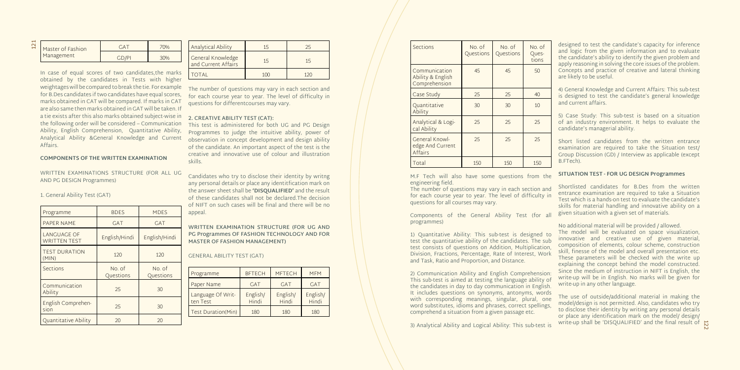| Master of Fashion Management | GAT | 70% |
|---|---|---|
| | GD/PI | 30% |

In case of equal scores of two candidates,the marks obtained by the candidates in Tests with higher weightages will be compared to break the tie. For example for B.Des candidates if two candidates have equal scores, marks obtained in CAT will be compared. If marks in CAT are also same then marks obtained in GAT will be taken. If a tie exists after this also marks obtained subject-wise in the following order will be considered – Communication Ability, English Comprehension, Quantitative Ability, Analytical Ability &General Knowledge and Current Affairs.

### COMPONENTS OF THE WRITTEN EXAMINATION

WRITTEN EXAMINATIONS STRUCTURE (FOR ALL UG AND PG DESIGN Programmes)

1. General Ability Test (GAT)

| Programme | BDES | MDES |
|---|---|---|
| PAPER NAME | GAT | GAT |
| LANGUAGE OF WRITTEN TEST | English/Hindi | English/Hindi |
| TEST DURATION (MIN) | 120 | 120 |
| Sections | No. of Questions | No. of Questions |
| Communication Ability | 25 | 30 |
| English Comprehension | 25 | 30 |
| Quantitative Ability | 20 | 20 |
| Analytical Ability | 15 | 25 |
| General Knowledge and Current Affairs | 15 | 15 |
| TOTAL | 100 | 120 |

The number of questions may vary in each section and for each course year to year. The level of difficulty in questions for differentcourses may vary.

### 2. CREATIVE ABILITY TEST (CAT):

This test is administered for both UG and PG Design Programmes to judge the intuitive ability, power of observation in concept development and design ability of the candidate. An important aspect of the test is the creative and innovative use of colour and illustration skills.

Candidates who try to disclose their identity by writng any personal details or place any identitfication mark on the answer sheet shall be **'DISQUALIFIED'** and the result of these candidates shall not be declared.The decision of NIFT on such cases will be final and there will be no appeal.

### WRITTEN EXAMINATION STRUCTURE (FOR UG AND PG Programmes OF FASHION TECHNOLOGY AND FOR MASTER OF FASHION MANAGEMENT)

GENERAL ABILITY TEST (GAT)

| Programme | BFTECH | MFTECH | MFM |
|---|---|---|---|
| Paper Name | GAT | GAT | GAT |
| Language Of Written Test | English/ Hindi | English/ Hindi | English/ Hindi |
| Test Duration(Min) | 180 | 180 | 180 |
| Sections | No. of Questions | No. of Questions | No. of Questions |
| Communication Ability & English Comprehension | 45 | 45 | 50 |
| Case Study | 25 | 25 | 40 |
| Quantitative Ability | 30 | 30 | 10 |
| Analytical & Logical Ability | 25 | 25 | 25 |
| General Knowledge And Current Affairs | 25 | 25 | 25 |
| Total | 150 | 150 | 150 |

M.F Tech will also have some questions from the engineering field.

The number of questions may vary in each section and for each course year to year. The level of difficulty in questions for all courses may vary.

Components of the General Ability Test (for all programmes)

1) Quantitative Ability: This sub-test is designed to test the quantitative ability of the candidates. The sub test consists of questions on Addition, Multiplication, Division, Fractions, Percentage, Rate of Interest, Work and Task, Ratio and Proportion, and Distance.

2) Communication Ability and English Comprehension: This sub-test is aimed at testing the language ability of the candidates in day to day communication in English. It includes questions on synonyms, antonyms, words with corresponding meanings, singular, plural, one word substitutes, idioms and phrases, correct spellings, comprehend a situation from a given passage etc.

3) Analytical Ability and Logical Ability: This sub-test is designed to test the candidate's capacity for inference and logic from the given information and to evaluate the candidate's ability to identify the given problem and apply reasoning in solving the core issues of the problem. Concepts and practice of creative and lateral thinking are likely to be useful.

4) General Knowledge and Current Affairs: This sub-test is designed to test the candidate's general knowledge and current affairs.

5) Case Study: This sub-test is based on a situation of an industry environment. It helps to evaluate the candidate's managerial ability.

Short listed candidates from the written entrance examination are required to take the Situation test/ Group Discussion (GD) / Interview as applicable (except B.FTech).

### SITUATION TEST - FOR UG DESIGN Programmes

Shortlisted candidates for B.Des from the written entrance examination are required to take a Situation Test which is a hands-on test to evaluate the candidate's skills for material handling and innovative ability on a given situation with a given set of materials.

No additional material will be provided / allowed.

The model will be evaluated on space visualization, innovative and creative use of given material, composition of elements, colour scheme, construction skill, finesse of the model and overall presentation etc. These parameters will be checked with the write up explaining the concept behind the model constructed. Since the medium of instruction in NIFT is English, the write-up will be in English. No marks will be given for write-up in any other language.

The use of outside/additional material in making the model/design is not permitted. Also, candidates who try to disclose their identity by writing any personal details or place any identification mark on the model/ design/ write-up shall be 'DISQUALIFIED' and the final result of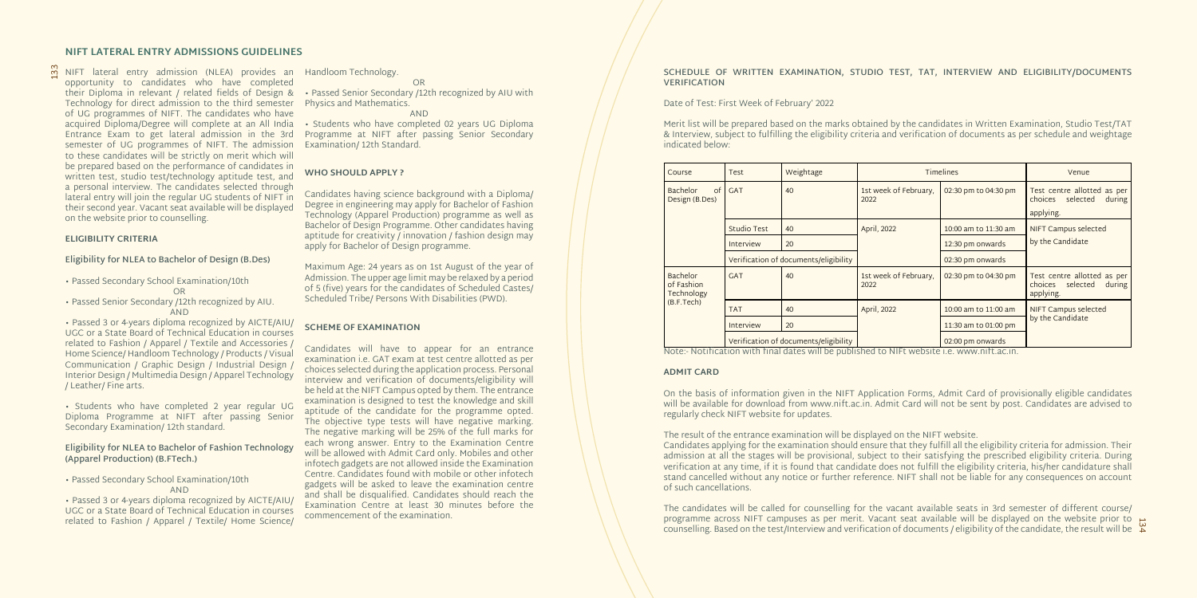## NIFT LATERAL ENTRY ADMISSIONS GUIDELINES

NIFT lateral entry admission (NLEA) provides an opportunity to candidates who have completed their Diploma in relevant / related fields of Design & Technology for direct admission to the third semester of UG programmes of NIFT. The candidates who have acquired Diploma/Degree will complete at an All India Entrance Exam to get lateral admission in the 3rd semester of UG programmes of NIFT. The admission to these candidates will be strictly on merit which will be prepared based on the performance of candidates in written test, studio test/technology aptitude test, and a personal interview. The candidates selected through lateral entry will join the regular UG students of NIFT in their second year. Vacant seat available will be displayed on the website prior to counselling.

### ELIGIBILITY CRITERIA

#### Eligibility for NLEA to Bachelor of Design (B.Des)

- Passed Secondary School Examination/10th

OR

- Passed Senior Secondary /12th recognized by AIU.

AND

- Passed 3 or 4-years diploma recognized by AICTE/AIU/ UGC or a State Board of Technical Education in courses related to Fashion / Apparel / Textile and Accessories / Home Science/ Handloom Technology / Products / Visual Communication / Graphic Design / Industrial Design / Interior Design / Multimedia Design / Apparel Technology / Leather/ Fine arts.

- Students who have completed 2 year regular UG Diploma Programme at NIFT after passing Senior Secondary Examination/ 12th standard.

#### Eligibility for NLEA to Bachelor of Fashion Technology (Apparel Production) (B.FTech.)

- Passed Secondary School Examination/10th

AND

- Passed 3 or 4-years diploma recognized by AICTE/AIU/ UGC or a State Board of Technical Education in courses related to Fashion / Apparel / Textile/ Home Science/ Handloom Technology.

OR

- Passed Senior Secondary /12th recognized by AIU with Physics and Mathematics.

AND

- Students who have completed 02 years UG Diploma Programme at NIFT after passing Senior Secondary Examination/ 12th Standard.

### WHO SHOULD APPLY ?

Candidates having science background with a Diploma/ Degree in engineering may apply for Bachelor of Fashion Technology (Apparel Production) programme as well as Bachelor of Design Programme. Other candidates having aptitude for creativity / innovation / fashion design may apply for Bachelor of Design programme.

Maximum Age: 24 years as on 1st August of the year of Admission. The upper age limit may be relaxed by a period of 5 (five) years for the candidates of Scheduled Castes/ Scheduled Tribe/ Persons With Disabilities (PWD).

### SCHEME OF EXAMINATION

Candidates will have to appear for an entrance examination i.e. GAT exam at test centre allotted as per choices selected during the application process. Personal interview and verification of documents/eligibility will be held at the NIFT Campus opted by them. The entrance examination is designed to test the knowledge and skill aptitude of the candidate for the programme opted. The objective type tests will have negative marking. The negative marking will be 25% of the full marks for each wrong answer. Entry to the Examination Centre will be allowed with Admit Card only. Mobiles and other infotech gadgets are not allowed inside the Examination Centre. Candidates found with mobile or other infotech gadgets will be asked to leave the examination centre and shall be disqualified. Candidates should reach the Examination Centre at least 30 minutes before the commencement of the examination.

### SCHEDULE OF WRITTEN EXAMINATION, STUDIO TEST, TAT, INTERVIEW AND ELIGIBILITY/DOCUMENTS VERIFICATION

Date of Test: First Week of February' 2022

Merit list will be prepared based on the marks obtained by the candidates in Written Examination, Studio Test/TAT & Interview, subject to fulfilling the eligibility criteria and verification of documents as per schedule and weightage indicated below:

| Course | Test | Weightage | Timelines | | Venue |
|---|---|---|---|---|---|
| Bachelor of Design (B.Des) | GAT | 40 | 1st week of February, 2022 | 02:30 pm to 04:30 pm | Test centre allotted as per choices selected during applying. |
| | Studio Test | 40 | April, 2022 | 10:00 am to 11:30 am | NIFT Campus selected by the Candidate |
| | Interview | 20 | | 12:30 pm onwards | |
| | Verification of documents/eligibility | | | 02:30 pm onwards | |
| Bachelor of Fashion Technology (B.F.Tech) | GAT | 40 | 1st week of February, 2022 | 02:30 pm to 04:30 pm | Test centre allotted as per choices selected during applying. |
| | TAT | 40 | April, 2022 | 10:00 am to 11:00 am | NIFT Campus selected by the Candidate |
| | Interview | 20 | | 11:30 am to 01:00 pm | |
| | Verification of documents/eligibility | | | 02:00 pm onwards | |

Note:- Notification with final dates will be published to NIFt website i.e. www.nift.ac.in.

### ADMIT CARD

On the basis of information given in the NIFT Application Forms, Admit Card of provisionally eligible candidates will be available for download from www.nift.ac.in. Admit Card will not be sent by post. Candidates are advised to regularly check NIFT website for updates.

The result of the entrance examination will be displayed on the NIFT website.

Candidates applying for the examination should ensure that they fulfil all the eligibility criteria for admission. Their admission at all the stages will be provisional, subject to their satisfying the prescribed eligibility criteria. During verification at any time, if it is found that candidate does not fulfil the eligibility criteria, his/her candidature shall stand cancelled without any notice or further reference. NIFT shall not be liable for any consequences on account of such cancellations.

The candidates will be called for counselling for the vacant available seats in 3rd semester of different course/ programme across NIFT campuses as per merit. Vacant seat available will be displayed on the website prior to counselling. Based on the test/Interview and verification of documents / eligibility of the candidate, the result will be